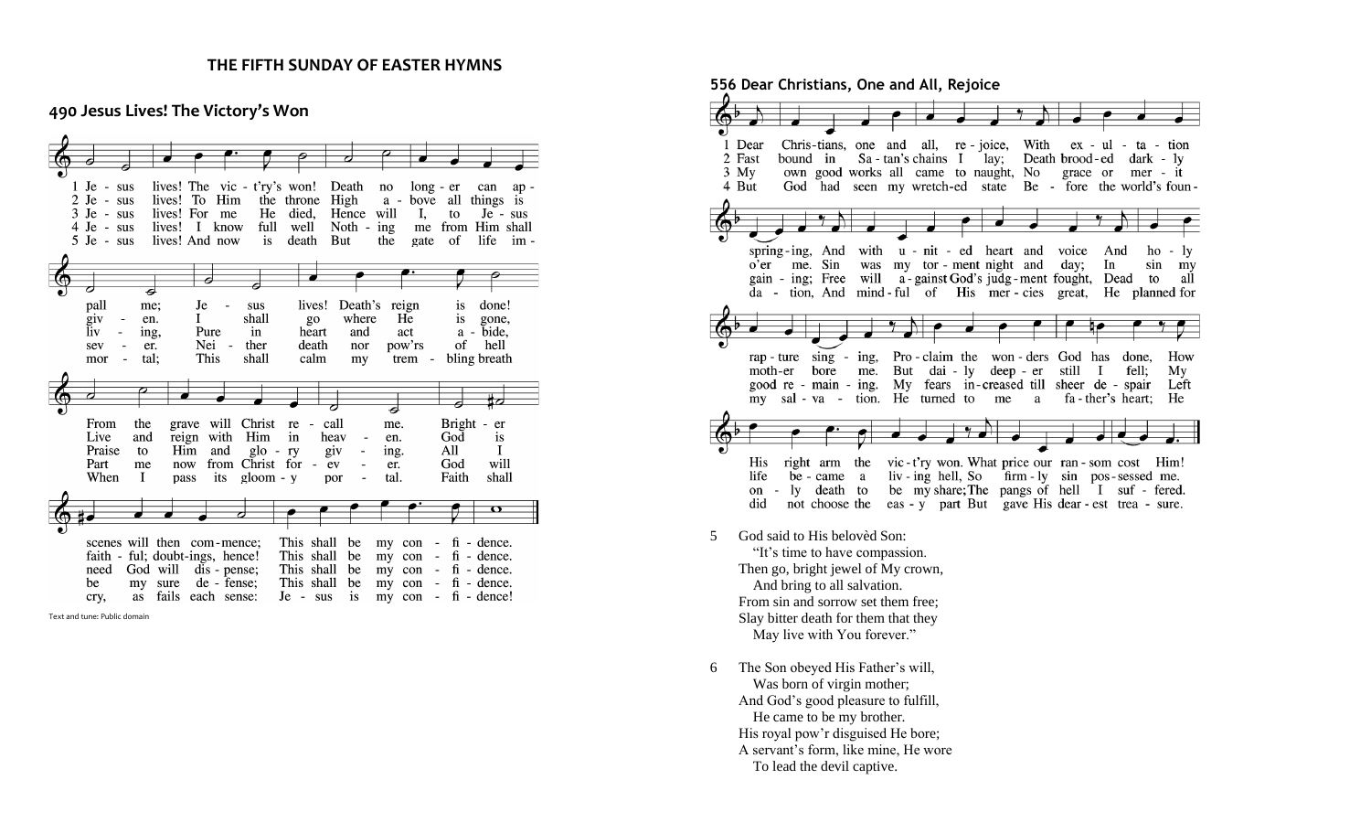## THE FIFTH SUNDAY OF EASTER HYMNS

### 490 Jesus Lives! The Victory's Won

1 Jesus lives! The vict'ry's won! Death no longer can appall me;
Jesus lives! Death's reign is done! From the grave will Christ recall me.
Brighter scenes will then commence; This shall be my confidence.

2 Jesus lives! To Him the throne High above all things is given.
I shall go where He is gone, Live and reign with Him in heaven.
God is faithful; doubtings, hence! This shall be my confidence.

3 Jesus lives! For me He died, Hence will I, to Jesus living,
Pure in heart and act abide, Praise to Him and glory giving.
All I need God will dispense; This shall be my confidence.

4 Jesus lives! I know full well Nothing me from Him shall sever.
Neither death nor pow'rs of hell Part me now from Christ forever.
God will be my sure defense; This shall be my confidence.

5 Jesus lives! And now is death But the gate of life immortal;
This shall calm my trembling breath When I pass its gloomy portal.
Faith shall cry, as fails each sense: Jesus is my confidence!

Text and tune: Public domain

### 556 Dear Christians, One and All, Rejoice

1 Dear Christians, one and all, rejoice, With exultation springing,
And with united heart and voice And holy rapture singing,
Proclaim the wonders God has done, How His right arm the vict'ry won.
What price our ransom cost Him!

2 Fast bound in Satan's chains I lay; Death brooded darkly o'er me.
Sin was my torment night and day; In sin my mother bore me.
But daily deeper still I fell; My life became a living hell,
So firmly sin possessed me.

3 My own good works all came to naught, No grace or merit gaining;
Free will against God's judgment fought, Dead to all good remaining.
My fears increased till sheer despair Left only death to be my share;
The pangs of hell I suffered.

4 But God had seen my wretched state Before the world's foundation,
And mindful of His mercies great, He planned for my salvation.
He turned to me a father's heart; He did not choose the easy part
But gave His dearest treasure.

5 God said to His belovèd Son:
"It's time to have compassion.
Then go, bright jewel of My crown,
And bring to all salvation.
From sin and sorrow set them free;
Slay bitter death for them that they
May live with You forever."

6 The Son obeyed His Father's will,
Was born of virgin mother;
And God's good pleasure to fulfill,
He came to be my brother.
His royal pow'r disguised He bore;
A servant's form, like mine, He wore
To lead the devil captive.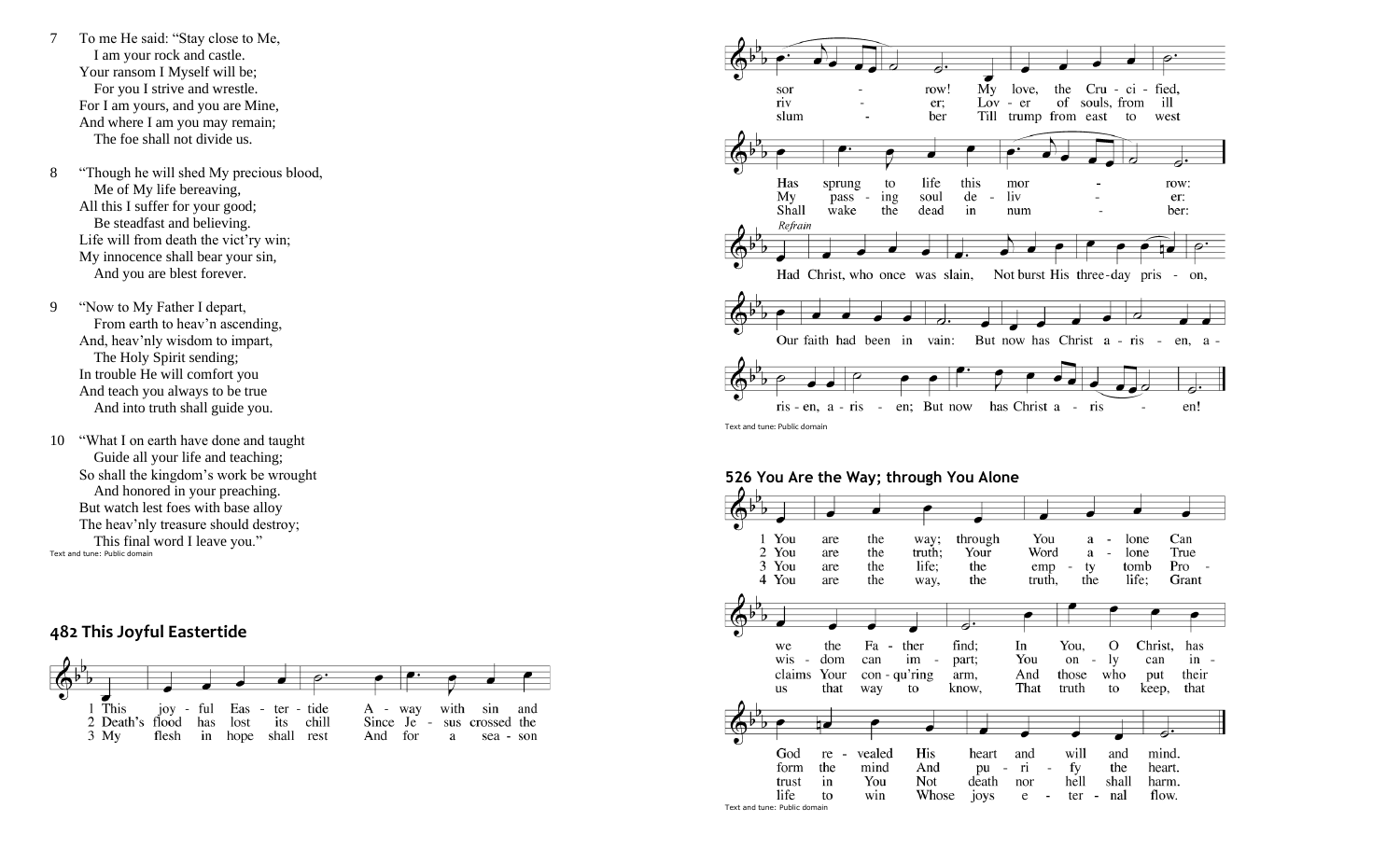7 To me He said: "Stay close to Me,
 I am your rock and castle.
Your ransom I Myself will be;
 For you I strive and wrestle.
For I am yours, and you are Mine,
And where I am you may remain;
 The foe shall not divide us.

8 "Though he will shed My precious blood,
 Me of My life bereaving,
All this I suffer for your good;
 Be steadfast and believing.
Life will from death the vict'ry win;
My innocence shall bear your sin,
 And you are blest forever.

9 "Now to My Father I depart,
 From earth to heav'n ascending,
And, heav'nly wisdom to impart,
 The Holy Spirit sending;
In trouble He will comfort you
And teach you always to be true
 And into truth shall guide you.

10 "What I on earth have done and taught
 Guide all your life and teaching;
So shall the kingdom's work be wrought
 And honored in your preaching.
But watch lest foes with base alloy
The heav'nly treasure should destroy;
 This final word I leave you."

Text and tune: Public domain

## 482 This Joyful Eastertide

1 This joy - ful Eas - ter - tide A - way with sin and sor - row! My love, the Cru - ci - fied, Has sprung to life this mor - row:
2 Death's flood has lost its chill Since Je - sus crossed the riv - er; Lov - er of souls, from ill My pass - ing soul de - liv - er:
3 My flesh in hope shall rest And for a sea - son slum - ber Till trump from east to west Shall wake the dead in num - ber:

*Refrain*
Had Christ, who once was slain, Not burst His three-day pris - on, Our faith had been in vain: But now has Christ a - ris - en, a - ris - en, a - ris - en; But now has Christ a - ris - en!

Text and tune: Public domain

## 526 You Are the Way; through You Alone

1 You are the way; through You a - lone Can we the Fa - ther find; In You, O Christ, has God re - vealed His heart and will and mind.
2 You are the truth; Your Word a - lone True wis - dom can im - part; You on - ly can in - form the mind And pu - ri - fy the heart.
3 You are the life; the emp - ty tomb Pro - claims Your con - qu'ring arm, And those who put their trust in You Not death nor hell shall harm.
4 You are the way, the truth, the life; Grant us that way to know, That truth to keep, that life to win Whose joys e - ter - nal flow.

Text and tune: Public domain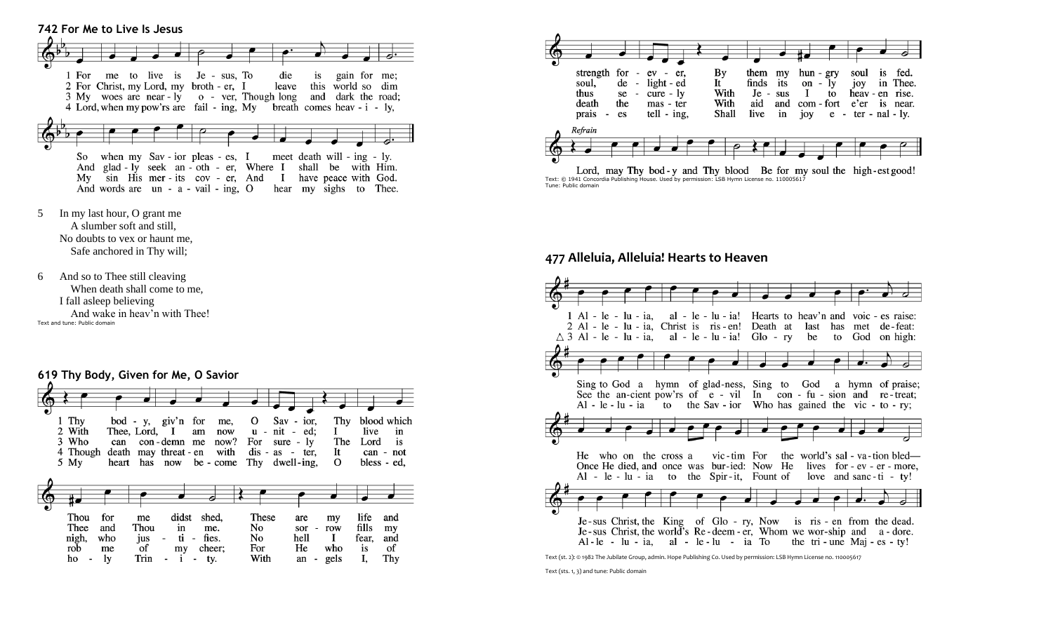## 742 For Me to Live Is Jesus

1 For me to live is Je - sus, To die is gain for me;
So when my Sav - ior pleas - es, I meet death will - ing - ly.

2 For Christ, my Lord, my broth - er, I leave this world so dim
And glad - ly seek an - oth - er, Where I shall be with Him.

3 My woes are near - ly o - ver, Though long and dark the road;
My sin His mer - its cov - er, And I have peace with God.

4 Lord, when my pow'rs are fail - ing, My breath comes heav - i - ly,
And words are un - a - vail - ing, O hear my sighs to Thee.

5 In my last hour, O grant me
A slumber soft and still,
No doubts to vex or haunt me,
Safe anchored in Thy will;

6 And so to Thee still cleaving
When death shall come to me,
I fall asleep believing
And wake in heav'n with Thee!

Text and tune: Public domain

## 619 Thy Body, Given for Me, O Savior

1 Thy bod - y, giv'n for me, O Sav - ior, Thy blood which
Thou for me didst shed, These are my life and
strength for - ev - er, By them my hun - gry soul is fed.

2 With Thee, Lord, I am now u - nit - ed; I live in
Thee and Thou in me. No sor - row fills my
soul, de - light - ed It finds its on - ly joy in Thee.

3 Who can con - demn me now? For sure - ly The Lord is
nigh, who jus - ti - fies. No hell I fear, and
thus se - cure - ly With Je - sus I to heav - en rise.

4 Though death may threat - en with dis - as - ter, It can - not
rob me of my cheer; For He who is of
death the mas - ter With aid and com - fort e'er is near.

5 My heart has now be - come Thy dwell - ing, O bless - ed,
ho - ly Trin - i - ty. With an - gels I, Thy
prais - es tell - ing, Shall live in joy e - ter - nal - ly.

*Refrain*

Lord, may Thy bod - y and Thy blood Be for my soul the high - est good!

Text: © 1941 Concordia Publishing House. Used by permission: LSB Hymn License no. 110005617
Tune: Public domain

## 477 Alleluia, Alleluia! Hearts to Heaven

1 Al - le - lu - ia, al - le - lu - ia! Hearts to heav'n and voic - es raise:
Sing to God a hymn of glad - ness, Sing to God a hymn of praise;
He who on the cross a vic - tim For the world's sal - va - tion bled—
Je - sus Christ, the King of Glo - ry, Now is ris - en from the dead.

2 Al - le - lu - ia, Christ is ris - en! Death at last has met de - feat:
See the an - cient pow'rs of e - vil In con - fu - sion and re - treat;
Once He died, and once was bur - ied: Now He lives for - ev - er - more,
Je - sus Christ, the world's Re - deem - er, Whom we wor - ship and a - dore.

△ 3 Al - le - lu - ia, al - le - lu - ia! Glo - ry be to God on high:
Al - le - lu - ia to the Sav - ior Who has gained the vic - to - ry;
Al - le - lu - ia to the Spir - it, Fount of love and sanc - ti - ty!
Al - le - lu - ia, al - le - lu - ia To the tri - une Maj - es - ty!

Text (st. 2): © 1982 The Jubilate Group, admin. Hope Publishing Co. Used by permission: LSB Hymn License no. 110005617

Text (sts. 1, 3) and tune: Public domain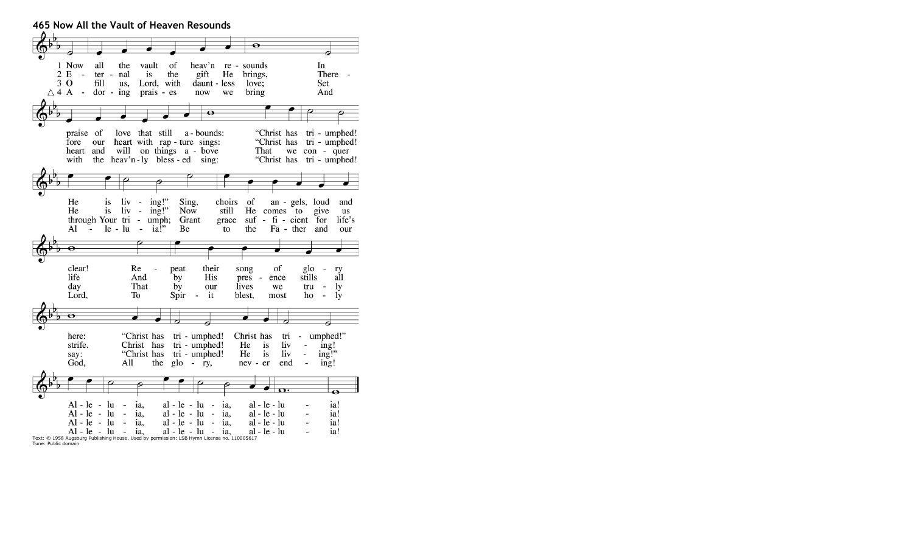## 465 Now All the Vault of Heaven Resounds

1 Now all the vault of heav'n resounds
In praise of love that still abounds:
"Christ has triumphed! He is living!"
Sing, choirs of angels, loud and clear!
Repeat their song of glory here:
"Christ has triumphed! Christ has triumphed!"
Alleluia, alleluia, alleluia!

2 Eternal is the gift He brings,
Therefore our heart with rapture sings:
"Christ has triumphed! He is living!"
Now still He comes to give us life
And by His presence stills all strife.
Christ has triumphed! He is living!
Alleluia, alleluia, alleluia!

3 O fill us, Lord, with dauntless love;
Set heart and will on things above
That we conquer through Your triumph;
Grant grace sufficient for life's day
That by our lives we truly say:
"Christ has triumphed! He is living!"
Alleluia, alleluia, alleluia!

△ 4 Adoring praises now we bring
And with the heav'nly blessed sing:
"Christ has triumphed! Alleluia!"
Be to the Father and our Lord,
To Spirit blest, most holy God,
All the glory, never ending!
Alleluia, alleluia, alleluia!

Text: © 1958 Augsburg Publishing House. Used by permission: LSB Hymn License no. 110005617
Tune: Public domain